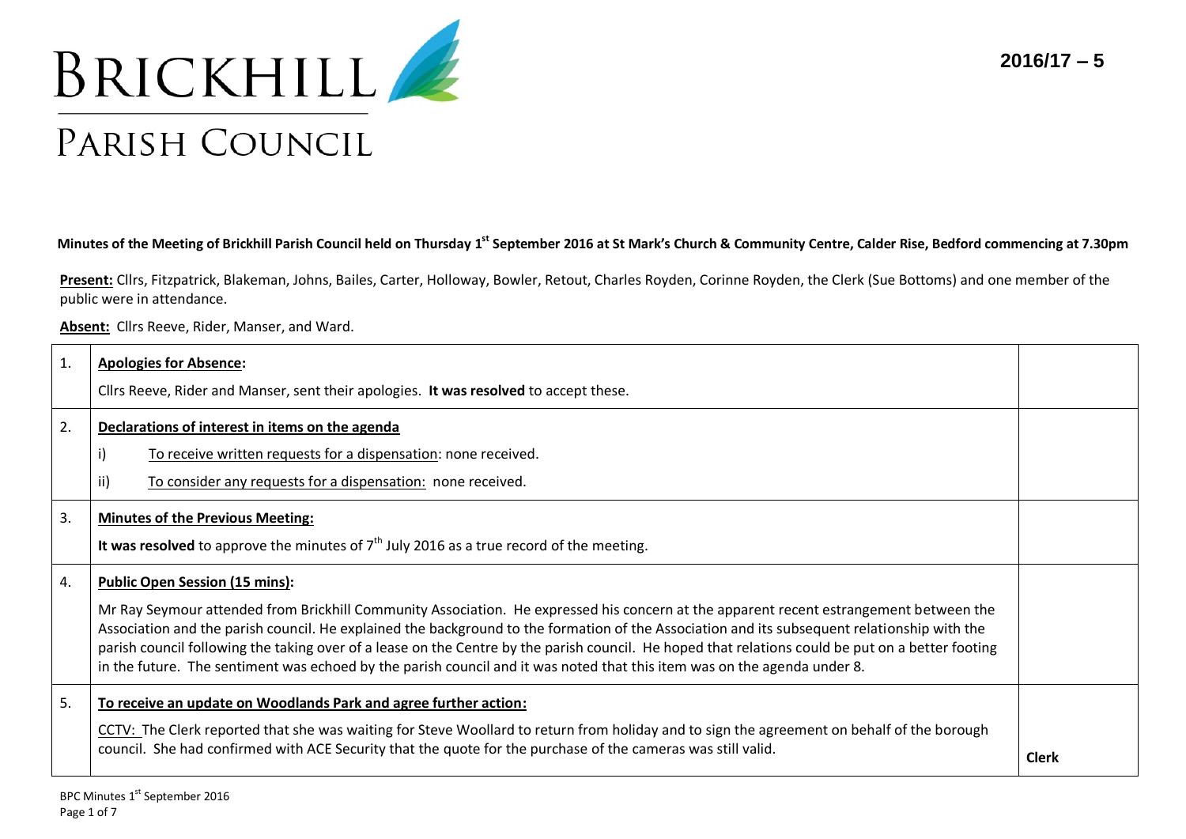# BRICKHILL PARISH COUNCIL

**2016/17 – 5**

**Minutes of the Meeting of Brickhill Parish Council held on Thursday 1st September 2016 at St Mark's Church & Community Centre, Calder Rise, Bedford commencing at 7.30pm**

**Present:** Cllrs, Fitzpatrick, Blakeman, Johns, Bailes, Carter, Holloway, Bowler, Retout, Charles Royden, Corinne Royden, the Clerk (Sue Bottoms) and one member of the public were in attendance.

**Absent:** Cllrs Reeve, Rider, Manser, and Ward.

| | | |
|---|---|---|
| 1. | **Apologies for Absence:**<br><br>Cllrs Reeve, Rider and Manser, sent their apologies. **It was resolved** to accept these. | |
| 2. | **Declarations of interest in items on the agenda**<br><br>i) To receive written requests for a dispensation: none received.<br><br>ii) To consider any requests for a dispensation: none received. | |
| 3. | **Minutes of the Previous Meeting:**<br><br>**It was resolved** to approve the minutes of 7th July 2016 as a true record of the meeting. | |
| 4. | **Public Open Session (15 mins):**<br><br>Mr Ray Seymour attended from Brickhill Community Association. He expressed his concern at the apparent recent estrangement between the Association and the parish council. He explained the background to the formation of the Association and its subsequent relationship with the parish council following the taking over of a lease on the Centre by the parish council. He hoped that relations could be put on a better footing in the future. The sentiment was echoed by the parish council and it was noted that this item was on the agenda under 8. | |
| 5. | **To receive an update on Woodlands Park and agree further action:**<br><br>CCTV: The Clerk reported that she was waiting for Steve Woollard to return from holiday and to sign the agreement on behalf of the borough council. She had confirmed with ACE Security that the quote for the purchase of the cameras was still valid. | **Clerk** |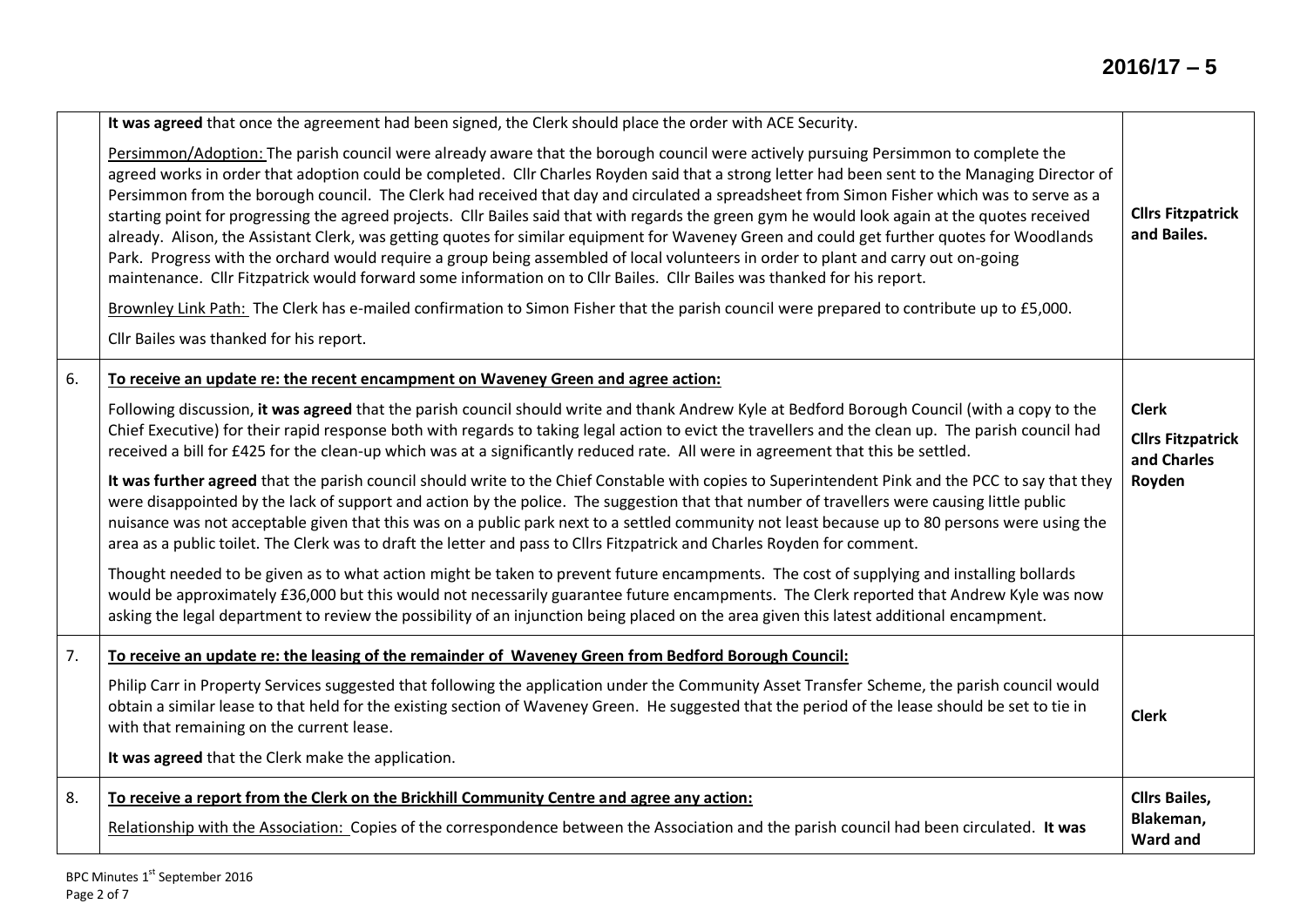| | | |
|---|---|---|
| | **It was agreed** that once the agreement had been signed, the Clerk should place the order with ACE Security.<br><br>Persimmon/Adoption: The parish council were already aware that the borough council were actively pursuing Persimmon to complete the agreed works in order that adoption could be completed. Cllr Charles Royden said that a strong letter had been sent to the Managing Director of Persimmon from the borough council. The Clerk had received that day and circulated a spreadsheet from Simon Fisher which was to serve as a starting point for progressing the agreed projects. Cllr Bailes said that with regards the green gym he would look again at the quotes received already. Alison, the Assistant Clerk, was getting quotes for similar equipment for Waveney Green and could get further quotes for Woodlands Park. Progress with the orchard would require a group being assembled of local volunteers in order to plant and carry out on-going maintenance. Cllr Fitzpatrick would forward some information on to Cllr Bailes. Cllr Bailes was thanked for his report.<br><br>Brownley Link Path: The Clerk has e-mailed confirmation to Simon Fisher that the parish council were prepared to contribute up to £5,000.<br><br>Cllr Bailes was thanked for his report. | **Cllrs Fitzpatrick and Bailes.** |
| 6. | **To receive an update re: the recent encampment on Waveney Green and agree action:**<br><br>Following discussion, **it was agreed** that the parish council should write and thank Andrew Kyle at Bedford Borough Council (with a copy to the Chief Executive) for their rapid response both with regards to taking legal action to evict the travellers and the clean up. The parish council had received a bill for £425 for the clean-up which was at a significantly reduced rate. All were in agreement that this be settled.<br><br>**It was further agreed** that the parish council should write to the Chief Constable with copies to Superintendent Pink and the PCC to say that they were disappointed by the lack of support and action by the police. The suggestion that that number of travellers were causing little public nuisance was not acceptable given that this was on a public park next to a settled community not least because up to 80 persons were using the area as a public toilet. The Clerk was to draft the letter and pass to Cllrs Fitzpatrick and Charles Royden for comment.<br><br>Thought needed to be given as to what action might be taken to prevent future encampments. The cost of supplying and installing bollards would be approximately £36,000 but this would not necessarily guarantee future encampments. The Clerk reported that Andrew Kyle was now asking the legal department to review the possibility of an injunction being placed on the area given this latest additional encampment. | **Clerk**<br><br>**Cllrs Fitzpatrick and Charles Royden** |
| 7. | **To receive an update re: the leasing of the remainder of Waveney Green from Bedford Borough Council:**<br><br>Philip Carr in Property Services suggested that following the application under the Community Asset Transfer Scheme, the parish council would obtain a similar lease to that held for the existing section of Waveney Green. He suggested that the period of the lease should be set to tie in with that remaining on the current lease.<br><br>**It was agreed** that the Clerk make the application. | **Clerk** |
| 8. | **To receive a report from the Clerk on the Brickhill Community Centre and agree any action:**<br><br>Relationship with the Association: Copies of the correspondence between the Association and the parish council had been circulated. **It was** | **Cllrs Bailes, Blakeman, Ward and** |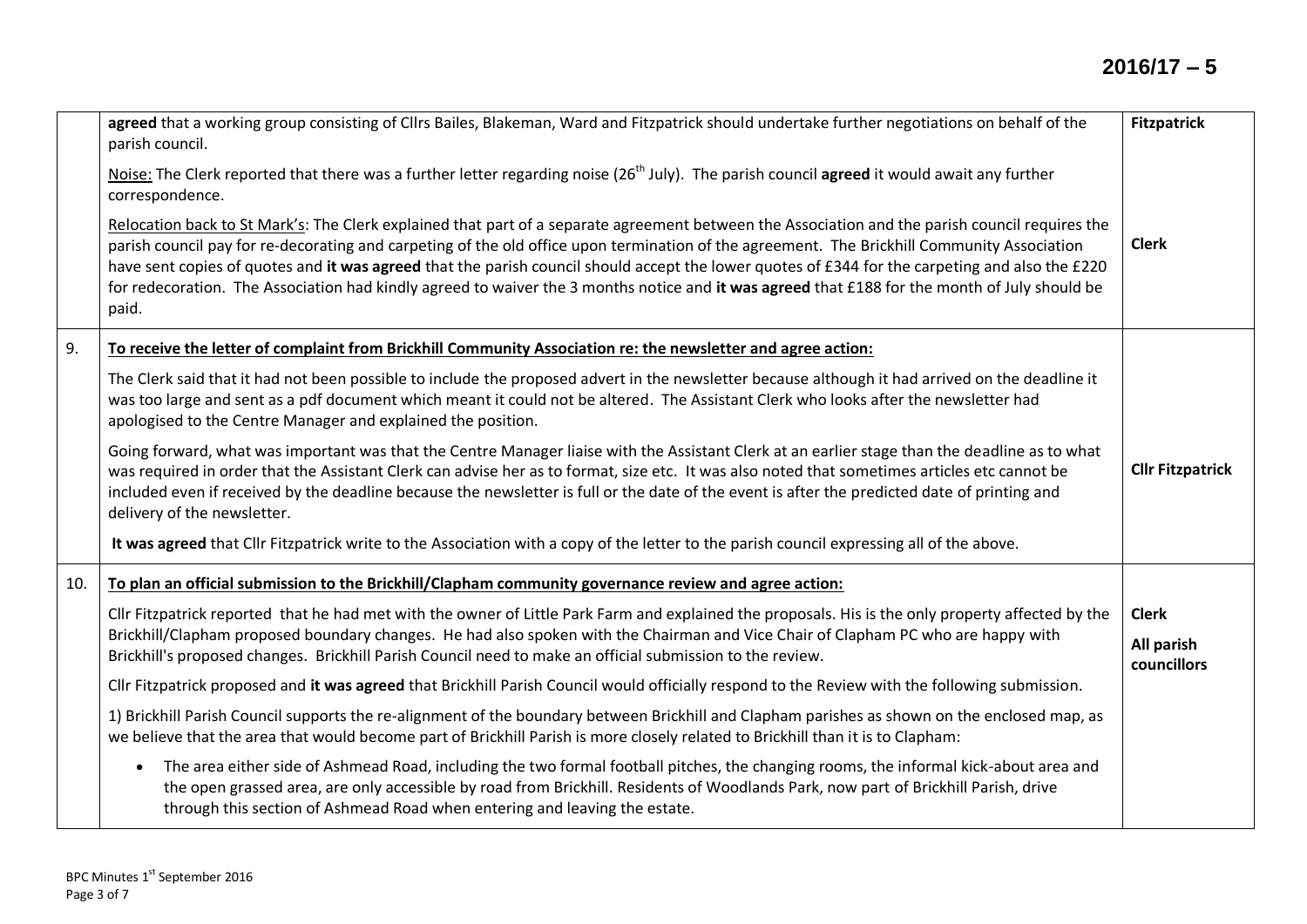| | | |
|---|---|---|
| | **agreed** that a working group consisting of Cllrs Bailes, Blakeman, Ward and Fitzpatrick should undertake further negotiations on behalf of the parish council.<br><br>Noise: The Clerk reported that there was a further letter regarding noise (26th July). The parish council **agreed** it would await any further correspondence.<br><br>Relocation back to St Mark's: The Clerk explained that part of a separate agreement between the Association and the parish council requires the parish council pay for re-decorating and carpeting of the old office upon termination of the agreement. The Brickhill Community Association have sent copies of quotes and **it was agreed** that the parish council should accept the lower quotes of £344 for the carpeting and also the £220 for redecoration. The Association had kindly agreed to waiver the 3 months notice and **it was agreed** that £188 for the month of July should be paid. | **Fitzpatrick**<br><br><br><br><br><br>**Clerk** |
| 9. | **To receive the letter of complaint from Brickhill Community Association re: the newsletter and agree action:**<br><br>The Clerk said that it had not been possible to include the proposed advert in the newsletter because although it had arrived on the deadline it was too large and sent as a pdf document which meant it could not be altered. The Assistant Clerk who looks after the newsletter had apologised to the Centre Manager and explained the position.<br><br>Going forward, what was important was that the Centre Manager liaise with the Assistant Clerk at an earlier stage than the deadline as to what was required in order that the Assistant Clerk can advise her as to format, size etc. It was also noted that sometimes articles etc cannot be included even if received by the deadline because the newsletter is full or the date of the event is after the predicted date of printing and delivery of the newsletter.<br><br>**It was agreed** that Cllr Fitzpatrick write to the Association with a copy of the letter to the parish council expressing all of the above. | **Cllr Fitzpatrick** |
| 10. | **To plan an official submission to the Brickhill/Clapham community governance review and agree action:**<br><br>Cllr Fitzpatrick reported that he had met with the owner of Little Park Farm and explained the proposals. His is the only property affected by the Brickhill/Clapham proposed boundary changes. He had also spoken with the Chairman and Vice Chair of Clapham PC who are happy with Brickhill's proposed changes. Brickhill Parish Council need to make an official submission to the review.<br><br>Cllr Fitzpatrick proposed and **it was agreed** that Brickhill Parish Council would officially respond to the Review with the following submission.<br><br>1) Brickhill Parish Council supports the re-alignment of the boundary between Brickhill and Clapham parishes as shown on the enclosed map, as we believe that the area that would become part of Brickhill Parish is more closely related to Brickhill than it is to Clapham:<br><br>• The area either side of Ashmead Road, including the two formal football pitches, the changing rooms, the informal kick-about area and the open grassed area, are only accessible by road from Brickhill. Residents of Woodlands Park, now part of Brickhill Parish, drive through this section of Ashmead Road when entering and leaving the estate. | **Clerk**<br><br>**All parish councillors** |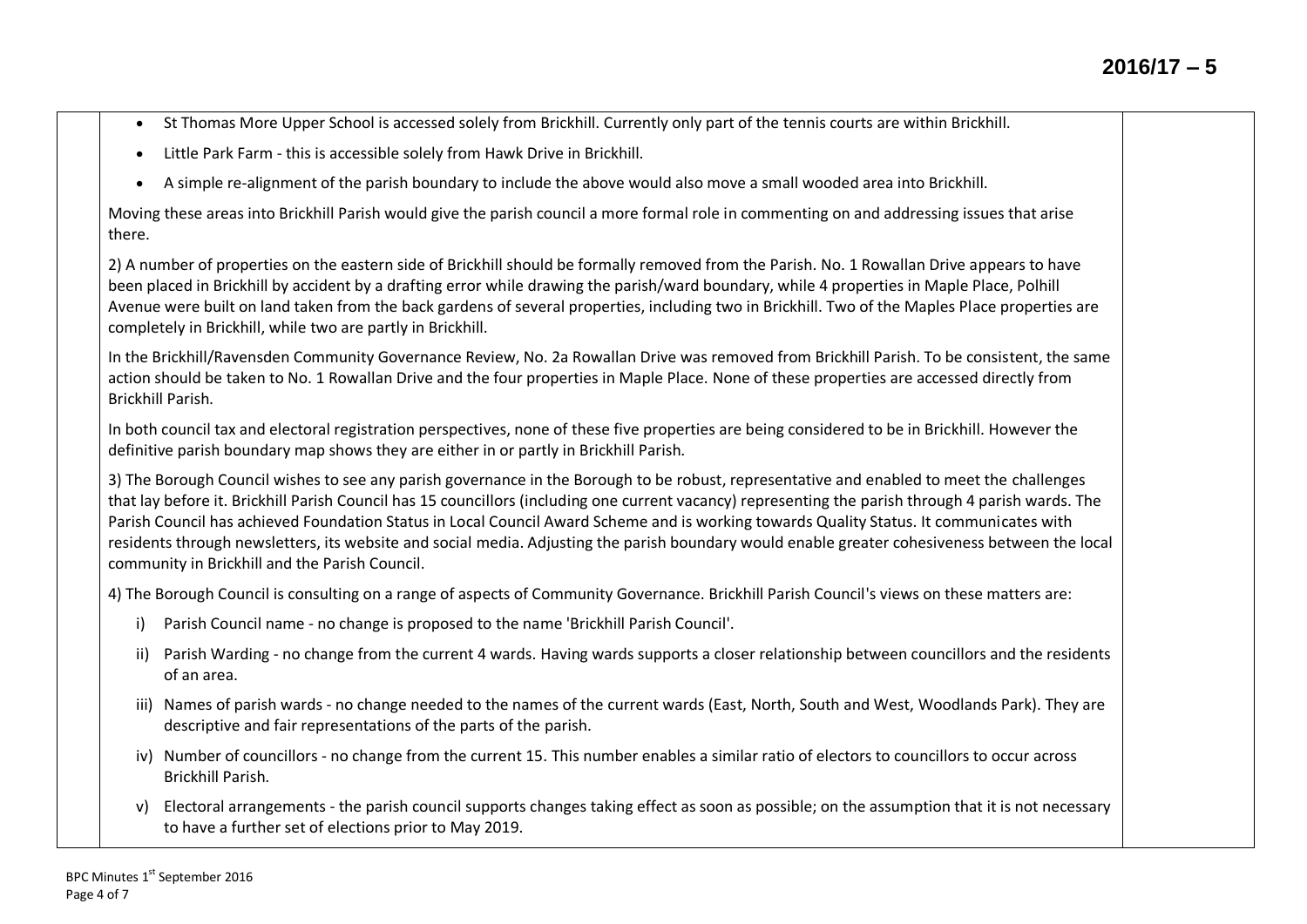- St Thomas More Upper School is accessed solely from Brickhill. Currently only part of the tennis courts are within Brickhill.
- Little Park Farm - this is accessible solely from Hawk Drive in Brickhill.
- A simple re-alignment of the parish boundary to include the above would also move a small wooded area into Brickhill.

Moving these areas into Brickhill Parish would give the parish council a more formal role in commenting on and addressing issues that arise there.

2) A number of properties on the eastern side of Brickhill should be formally removed from the Parish. No. 1 Rowallan Drive appears to have been placed in Brickhill by accident by a drafting error while drawing the parish/ward boundary, while 4 properties in Maple Place, Polhill Avenue were built on land taken from the back gardens of several properties, including two in Brickhill. Two of the Maples Place properties are completely in Brickhill, while two are partly in Brickhill.

In the Brickhill/Ravensden Community Governance Review, No. 2a Rowallan Drive was removed from Brickhill Parish. To be consistent, the same action should be taken to No. 1 Rowallan Drive and the four properties in Maple Place. None of these properties are accessed directly from Brickhill Parish.

In both council tax and electoral registration perspectives, none of these five properties are being considered to be in Brickhill. However the definitive parish boundary map shows they are either in or partly in Brickhill Parish.

3) The Borough Council wishes to see any parish governance in the Borough to be robust, representative and enabled to meet the challenges that lay before it. Brickhill Parish Council has 15 councillors (including one current vacancy) representing the parish through 4 parish wards. The Parish Council has achieved Foundation Status in Local Council Award Scheme and is working towards Quality Status. It communicates with residents through newsletters, its website and social media. Adjusting the parish boundary would enable greater cohesiveness between the local community in Brickhill and the Parish Council.

4) The Borough Council is consulting on a range of aspects of Community Governance. Brickhill Parish Council's views on these matters are:

i) Parish Council name - no change is proposed to the name 'Brickhill Parish Council'.

ii) Parish Warding - no change from the current 4 wards. Having wards supports a closer relationship between councillors and the residents of an area.

iii) Names of parish wards - no change needed to the names of the current wards (East, North, South and West, Woodlands Park). They are descriptive and fair representations of the parts of the parish.

iv) Number of councillors - no change from the current 15. This number enables a similar ratio of electors to councillors to occur across Brickhill Parish.

v) Electoral arrangements - the parish council supports changes taking effect as soon as possible; on the assumption that it is not necessary to have a further set of elections prior to May 2019.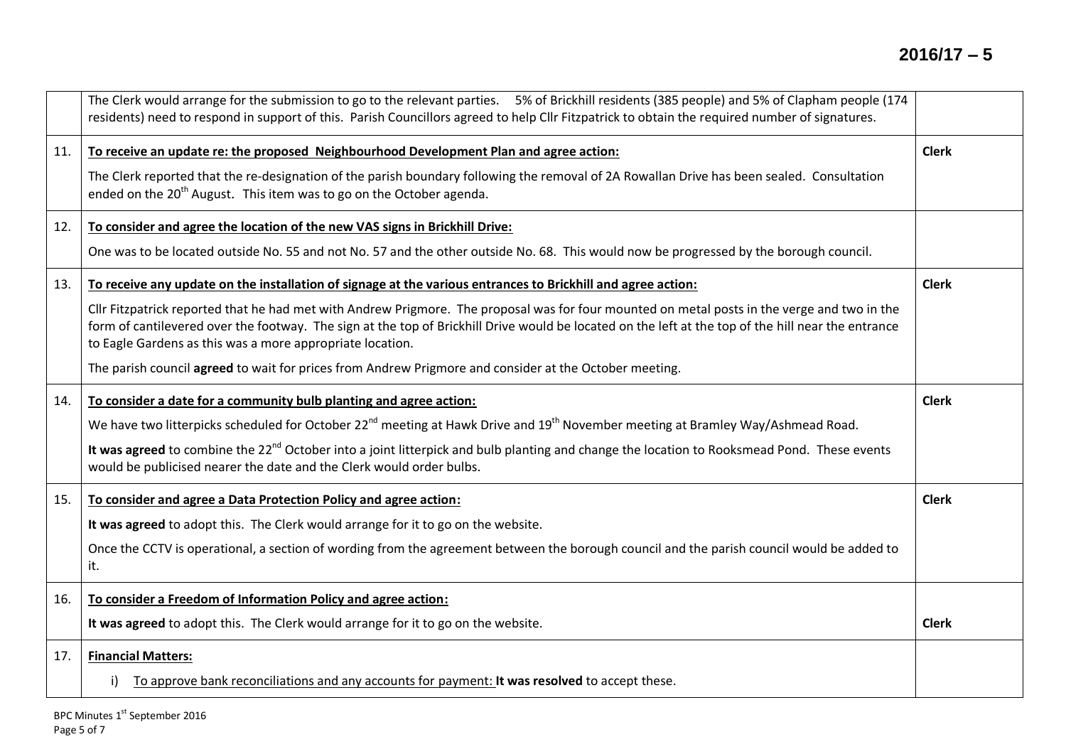| | | |
|---|---|---|
| | The Clerk would arrange for the submission to go to the relevant parties. 5% of Brickhill residents (385 people) and 5% of Clapham people (174 residents) need to respond in support of this. Parish Councillors agreed to help Cllr Fitzpatrick to obtain the required number of signatures. | |
| 11. | <u>**To receive an update re: the proposed Neighbourhood Development Plan and agree action:**</u><br><br>The Clerk reported that the re-designation of the parish boundary following the removal of 2A Rowallan Drive has been sealed. Consultation ended on the 20th August. This item was to go on the October agenda. | **Clerk** |
| 12. | <u>**To consider and agree the location of the new VAS signs in Brickhill Drive:**</u><br><br>One was to be located outside No. 55 and not No. 57 and the other outside No. 68. This would now be progressed by the borough council. | |
| 13. | <u>**To receive any update on the installation of signage at the various entrances to Brickhill and agree action:**</u><br><br>Cllr Fitzpatrick reported that he had met with Andrew Prigmore. The proposal was for four mounted on metal posts in the verge and two in the form of cantilevered over the footway. The sign at the top of Brickhill Drive would be located on the left at the top of the hill near the entrance to Eagle Gardens as this was a more appropriate location.<br><br>The parish council **agreed** to wait for prices from Andrew Prigmore and consider at the October meeting. | **Clerk** |
| 14. | <u>**To consider a date for a community bulb planting and agree action:**</u><br><br>We have two litterpicks scheduled for October 22nd meeting at Hawk Drive and 19th November meeting at Bramley Way/Ashmead Road.<br><br>**It was agreed** to combine the 22nd October into a joint litterpick and bulb planting and change the location to Rooksmead Pond. These events would be publicised nearer the date and the Clerk would order bulbs. | **Clerk** |
| 15. | <u>**To consider and agree a Data Protection Policy and agree action:**</u><br><br>**It was agreed** to adopt this. The Clerk would arrange for it to go on the website.<br><br>Once the CCTV is operational, a section of wording from the agreement between the borough council and the parish council would be added to it. | **Clerk** |
| 16. | <u>**To consider a Freedom of Information Policy and agree action:**</u><br><br>**It was agreed** to adopt this. The Clerk would arrange for it to go on the website. | **Clerk** |
| 17. | <u>**Financial Matters:**</u><br><br>i) <u>To approve bank reconciliations and any accounts for payment:</u> **It was resolved** to accept these. | |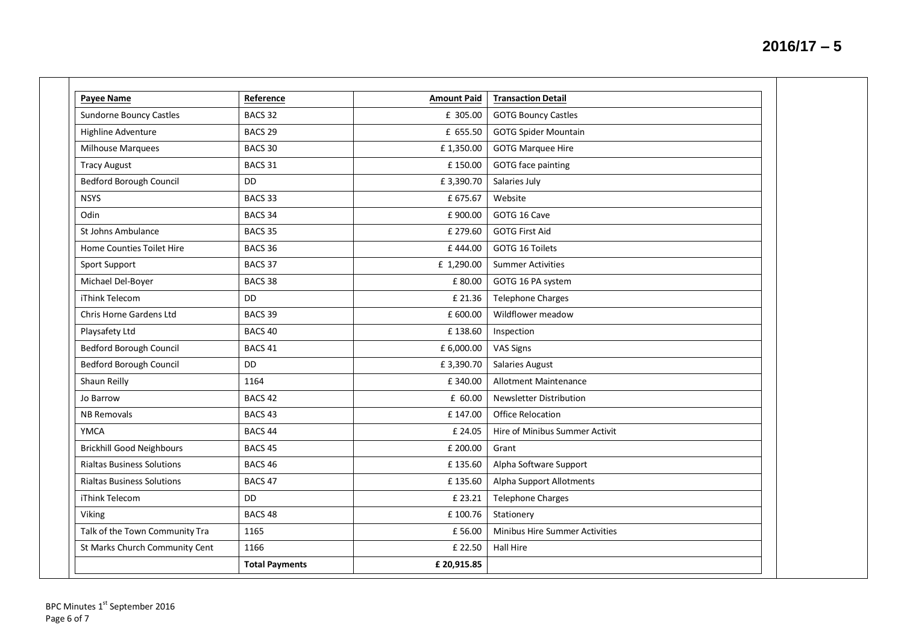| Payee Name | Reference | Amount Paid | Transaction Detail |
|---|---|---|---|
| Sundorne Bouncy Castles | BACS 32 | £ 305.00 | GOTG Bouncy Castles |
| Highline Adventure | BACS 29 | £ 655.50 | GOTG Spider Mountain |
| Milhouse Marquees | BACS 30 | £ 1,350.00 | GOTG Marquee Hire |
| Tracy August | BACS 31 | £ 150.00 | GOTG face painting |
| Bedford Borough Council | DD | £ 3,390.70 | Salaries July |
| NSYS | BACS 33 | £ 675.67 | Website |
| Odin | BACS 34 | £ 900.00 | GOTG 16 Cave |
| St Johns Ambulance | BACS 35 | £ 279.60 | GOTG First Aid |
| Home Counties Toilet Hire | BACS 36 | £ 444.00 | GOTG 16 Toilets |
| Sport Support | BACS 37 | £ 1,290.00 | Summer Activities |
| Michael Del-Boyer | BACS 38 | £ 80.00 | GOTG 16 PA system |
| iThink Telecom | DD | £ 21.36 | Telephone Charges |
| Chris Horne Gardens Ltd | BACS 39 | £ 600.00 | Wildflower meadow |
| Playsafety Ltd | BACS 40 | £ 138.60 | Inspection |
| Bedford Borough Council | BACS 41 | £ 6,000.00 | VAS Signs |
| Bedford Borough Council | DD | £ 3,390.70 | Salaries August |
| Shaun Reilly | 1164 | £ 340.00 | Allotment Maintenance |
| Jo Barrow | BACS 42 | £ 60.00 | Newsletter Distribution |
| NB Removals | BACS 43 | £ 147.00 | Office Relocation |
| YMCA | BACS 44 | £ 24.05 | Hire of Minibus Summer Activit |
| Brickhill Good Neighbours | BACS 45 | £ 200.00 | Grant |
| Rialtas Business Solutions | BACS 46 | £ 135.60 | Alpha Software Support |
| Rialtas Business Solutions | BACS 47 | £ 135.60 | Alpha Support Allotments |
| iThink Telecom | DD | £ 23.21 | Telephone Charges |
| Viking | BACS 48 | £ 100.76 | Stationery |
| Talk of the Town Community Tra | 1165 | £ 56.00 | Minibus Hire Summer Activities |
| St Marks Church Community Cent | 1166 | £ 22.50 | Hall Hire |
| | **Total Payments** | **£ 20,915.85** | |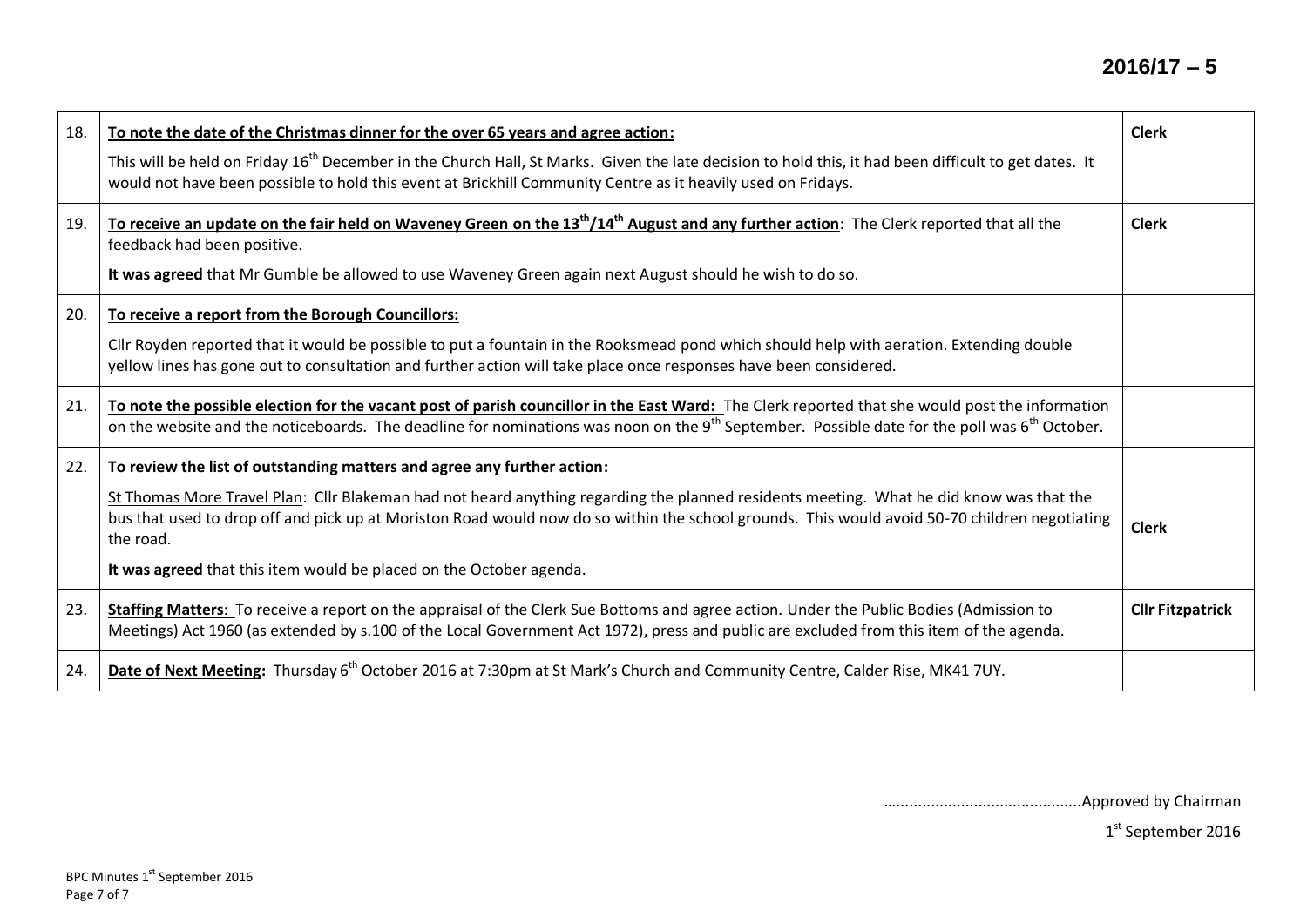| | | |
|---|---|---|
| 18. | **To note the date of the Christmas dinner for the over 65 years and agree action:** This will be held on Friday 16th December in the Church Hall, St Marks. Given the late decision to hold this, it had been difficult to get dates. It would not have been possible to hold this event at Brickhill Community Centre as it heavily used on Fridays. | **Clerk** |
| 19. | **To receive an update on the fair held on Waveney Green on the 13th/14th August and any further action**: The Clerk reported that all the feedback had been positive. **It was agreed** that Mr Gumble be allowed to use Waveney Green again next August should he wish to do so. | **Clerk** |
| 20. | **To receive a report from the Borough Councillors:** Cllr Royden reported that it would be possible to put a fountain in the Rooksmead pond which should help with aeration. Extending double yellow lines has gone out to consultation and further action will take place once responses have been considered. | |
| 21. | **To note the possible election for the vacant post of parish councillor in the East Ward:** The Clerk reported that she would post the information on the website and the noticeboards. The deadline for nominations was noon on the 9th September. Possible date for the poll was 6th October. | |
| 22. | **To review the list of outstanding matters and agree any further action:** St Thomas More Travel Plan: Cllr Blakeman had not heard anything regarding the planned residents meeting. What he did know was that the bus that used to drop off and pick up at Moriston Road would now do so within the school grounds. This would avoid 50-70 children negotiating the road. **It was agreed** that this item would be placed on the October agenda. | **Clerk** |
| 23. | **Staffing Matters**: To receive a report on the appraisal of the Clerk Sue Bottoms and agree action. Under the Public Bodies (Admission to Meetings) Act 1960 (as extended by s.100 of the Local Government Act 1972), press and public are excluded from this item of the agenda. | **Cllr Fitzpatrick** |
| 24. | **Date of Next Meeting:** Thursday 6th October 2016 at 7:30pm at St Mark's Church and Community Centre, Calder Rise, MK41 7UY. | |

…..........................................Approved by Chairman

1st September 2016